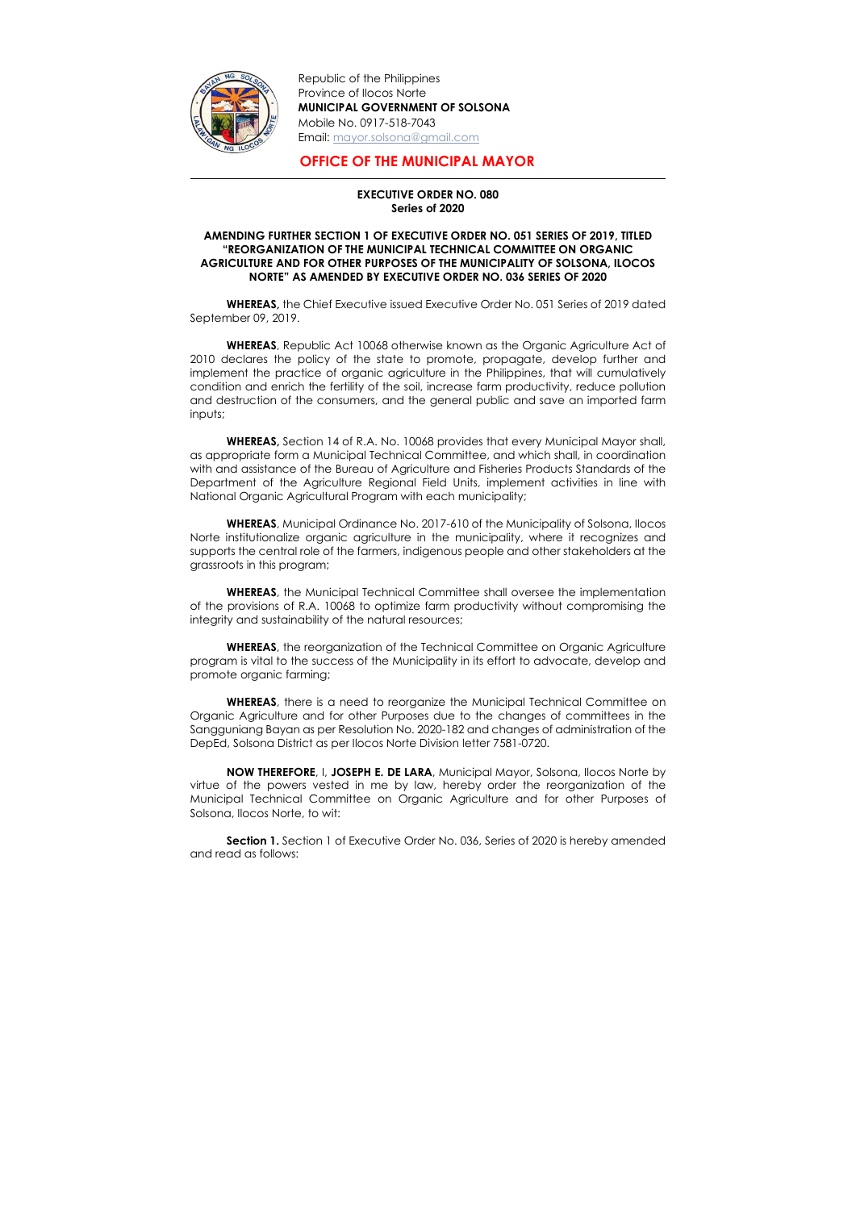Republic of the Philippines
Province of Ilocos Norte
**MUNICIPAL GOVERNMENT OF SOLSONA**
Mobile No. 0917-518-7043
Email: mayor.solsona@gmail.com

## OFFICE OF THE MUNICIPAL MAYOR

**EXECUTIVE ORDER NO. 080**
**Series of 2020**

**AMENDING FURTHER SECTION 1 OF EXECUTIVE ORDER NO. 051 SERIES OF 2019, TITLED "REORGANIZATION OF THE MUNICIPAL TECHNICAL COMMITTEE ON ORGANIC AGRICULTURE AND FOR OTHER PURPOSES OF THE MUNICIPALITY OF SOLSONA, ILOCOS NORTE" AS AMENDED BY EXECUTIVE ORDER NO. 036 SERIES OF 2020**

**WHEREAS,** the Chief Executive issued Executive Order No. 051 Series of 2019 dated September 09, 2019.

**WHEREAS**, Republic Act 10068 otherwise known as the Organic Agriculture Act of 2010 declares the policy of the state to promote, propagate, develop further and implement the practice of organic agriculture in the Philippines, that will cumulatively condition and enrich the fertility of the soil, increase farm productivity, reduce pollution and destruction of the consumers, and the general public and save an imported farm inputs;

**WHEREAS,** Section 14 of R.A. No. 10068 provides that every Municipal Mayor shall, as appropriate form a Municipal Technical Committee, and which shall, in coordination with and assistance of the Bureau of Agriculture and Fisheries Products Standards of the Department of the Agriculture Regional Field Units, implement activities in line with National Organic Agricultural Program with each municipality;

**WHEREAS**, Municipal Ordinance No. 2017-610 of the Municipality of Solsona, Ilocos Norte institutionalize organic agriculture in the municipality, where it recognizes and supports the central role of the farmers, indigenous people and other stakeholders at the grassroots in this program;

**WHEREAS**, the Municipal Technical Committee shall oversee the implementation of the provisions of R.A. 10068 to optimize farm productivity without compromising the integrity and sustainability of the natural resources;

**WHEREAS**, the reorganization of the Technical Committee on Organic Agriculture program is vital to the success of the Municipality in its effort to advocate, develop and promote organic farming;

**WHEREAS**, there is a need to reorganize the Municipal Technical Committee on Organic Agriculture and for other Purposes due to the changes of committees in the Sangguniang Bayan as per Resolution No. 2020-182 and changes of administration of the DepEd, Solsona District as per Ilocos Norte Division letter 7581-0720.

**NOW THEREFORE**, I, **JOSEPH E. DE LARA**, Municipal Mayor, Solsona, Ilocos Norte by virtue of the powers vested in me by law, hereby order the reorganization of the Municipal Technical Committee on Organic Agriculture and for other Purposes of Solsona, Ilocos Norte, to wit:

**Section 1.** Section 1 of Executive Order No. 036, Series of 2020 is hereby amended and read as follows: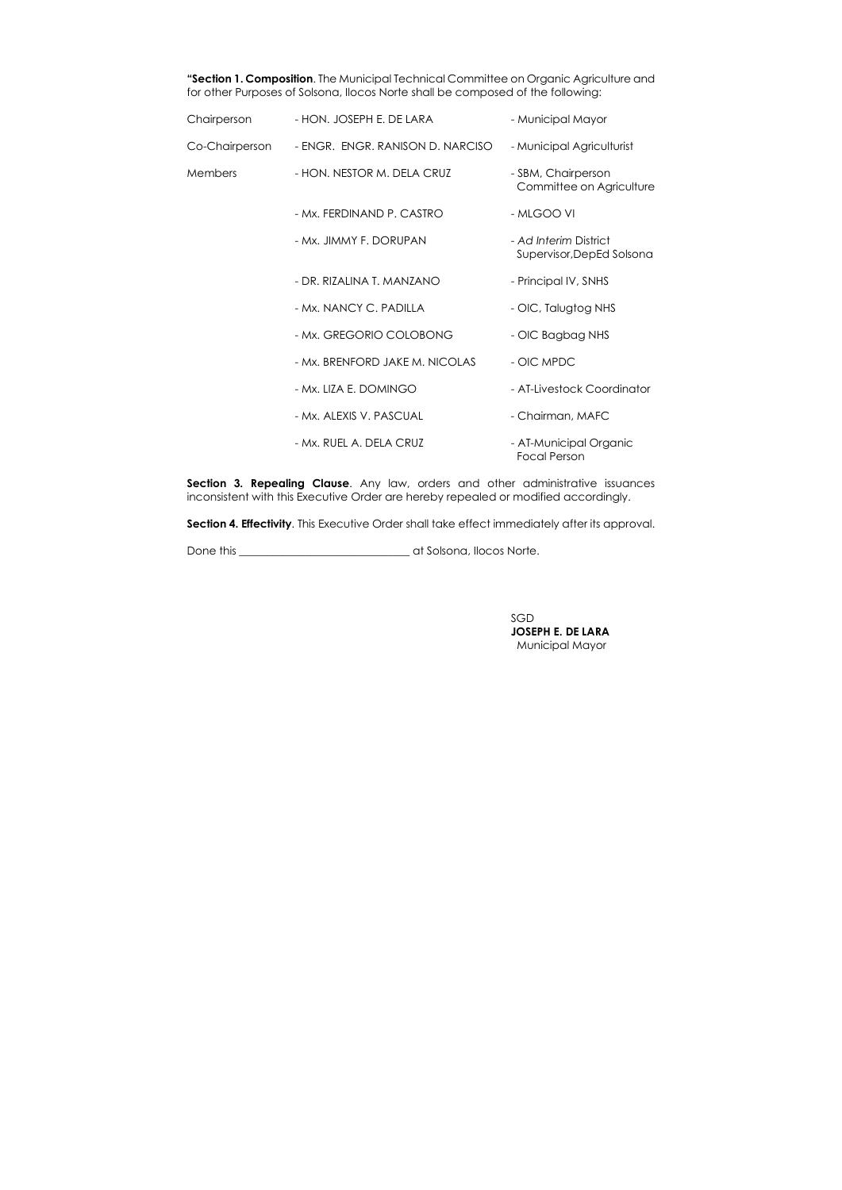"**Section 1. Composition**. The Municipal Technical Committee on Organic Agriculture and for other Purposes of Solsona, Ilocos Norte shall be composed of the following:

| | | |
|---|---|---|
| Chairperson | - HON. JOSEPH E. DE LARA | - Municipal Mayor |
| Co-Chairperson | - ENGR. ENGR. RANISON D. NARCISO | - Municipal Agriculturist |
| Members | - HON. NESTOR M. DELA CRUZ | - SBM, Chairperson Committee on Agriculture |
| | - Mx. FERDINAND P. CASTRO | - MLGOO VI |
| | - Mx. JIMMY F. DORUPAN | - *Ad Interim* District Supervisor,DepEd Solsona |
| | - DR. RIZALINA T. MANZANO | - Principal IV, SNHS |
| | - Mx. NANCY C. PADILLA | - OIC, Talugtog NHS |
| | - Mx. GREGORIO COLOBONG | - OIC Bagbag NHS |
| | - Mx. BRENFORD JAKE M. NICOLAS | - OIC MPDC |
| | - Mx. LIZA E. DOMINGO | - AT-Livestock Coordinator |
| | - Mx. ALEXIS V. PASCUAL | - Chairman, MAFC |
| | - Mx. RUEL A. DELA CRUZ | - AT-Municipal Organic Focal Person |

**Section 3. Repealing Clause**. Any law, orders and other administrative issuances inconsistent with this Executive Order are hereby repealed or modified accordingly.

**Section 4. Effectivity**. This Executive Order shall take effect immediately after its approval.

Done this ______________________________ at Solsona, Ilocos Norte.

SGD
**JOSEPH E. DE LARA**
Municipal Mayor